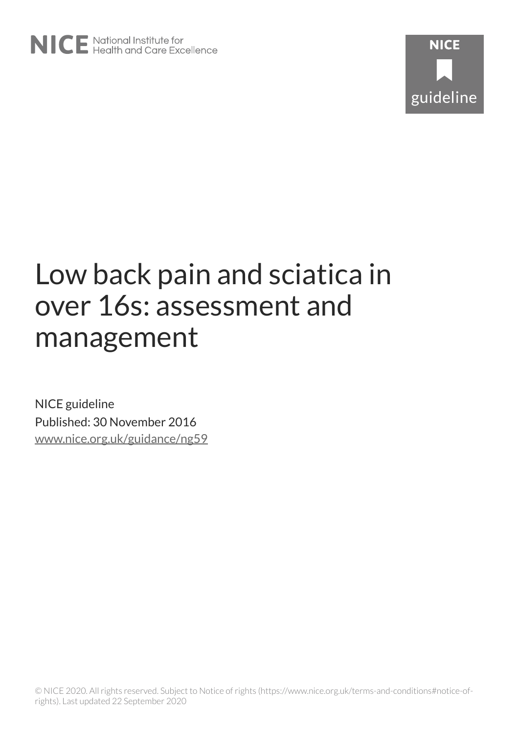NICE National Institute for Health and Care Excellence

NICE guideline

# Low back pain and sciatica in over 16s: assessment and management

NICE guideline

Published: 30 November 2016

www.nice.org.uk/guidance/ng59

© NICE 2020. All rights reserved. Subject to Notice of rights (https://www.nice.org.uk/terms-and-conditions#notice-of-rights). Last updated 22 September 2020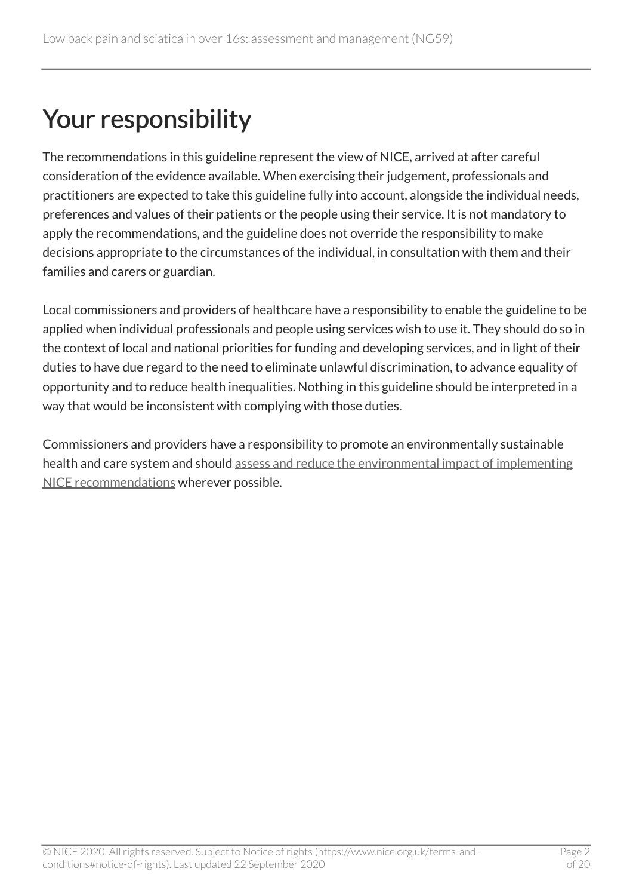# Your responsibility

The recommendations in this guideline represent the view of NICE, arrived at after careful consideration of the evidence available. When exercising their judgement, professionals and practitioners are expected to take this guideline fully into account, alongside the individual needs, preferences and values of their patients or the people using their service. It is not mandatory to apply the recommendations, and the guideline does not override the responsibility to make decisions appropriate to the circumstances of the individual, in consultation with them and their families and carers or guardian.

Local commissioners and providers of healthcare have a responsibility to enable the guideline to be applied when individual professionals and people using services wish to use it. They should do so in the context of local and national priorities for funding and developing services, and in light of their duties to have due regard to the need to eliminate unlawful discrimination, to advance equality of opportunity and to reduce health inequalities. Nothing in this guideline should be interpreted in a way that would be inconsistent with complying with those duties.

Commissioners and providers have a responsibility to promote an environmentally sustainable health and care system and should assess and reduce the environmental impact of implementing NICE recommendations wherever possible.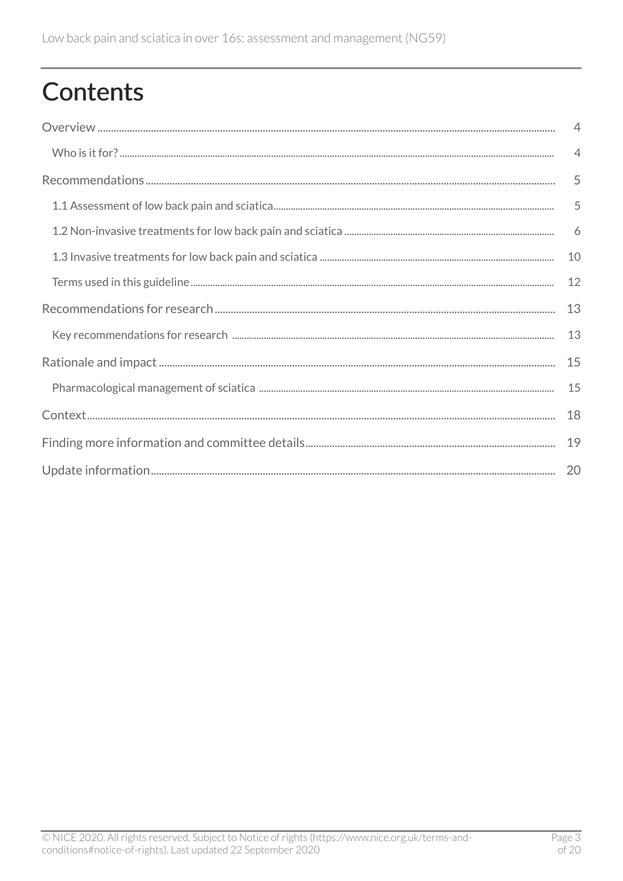# Contents

- Overview ........ 4
  - Who is it for? ........ 4
- Recommendations ........ 5
  - 1.1 Assessment of low back pain and sciatica ........ 5
  - 1.2 Non-invasive treatments for low back pain and sciatica ........ 6
  - 1.3 Invasive treatments for low back pain and sciatica ........ 10
  - Terms used in this guideline ........ 12
- Recommendations for research ........ 13
  - Key recommendations for research ........ 13
- Rationale and impact ........ 15
  - Pharmacological management of sciatica ........ 15
- Context ........ 18
- Finding more information and committee details ........ 19
- Update information ........ 20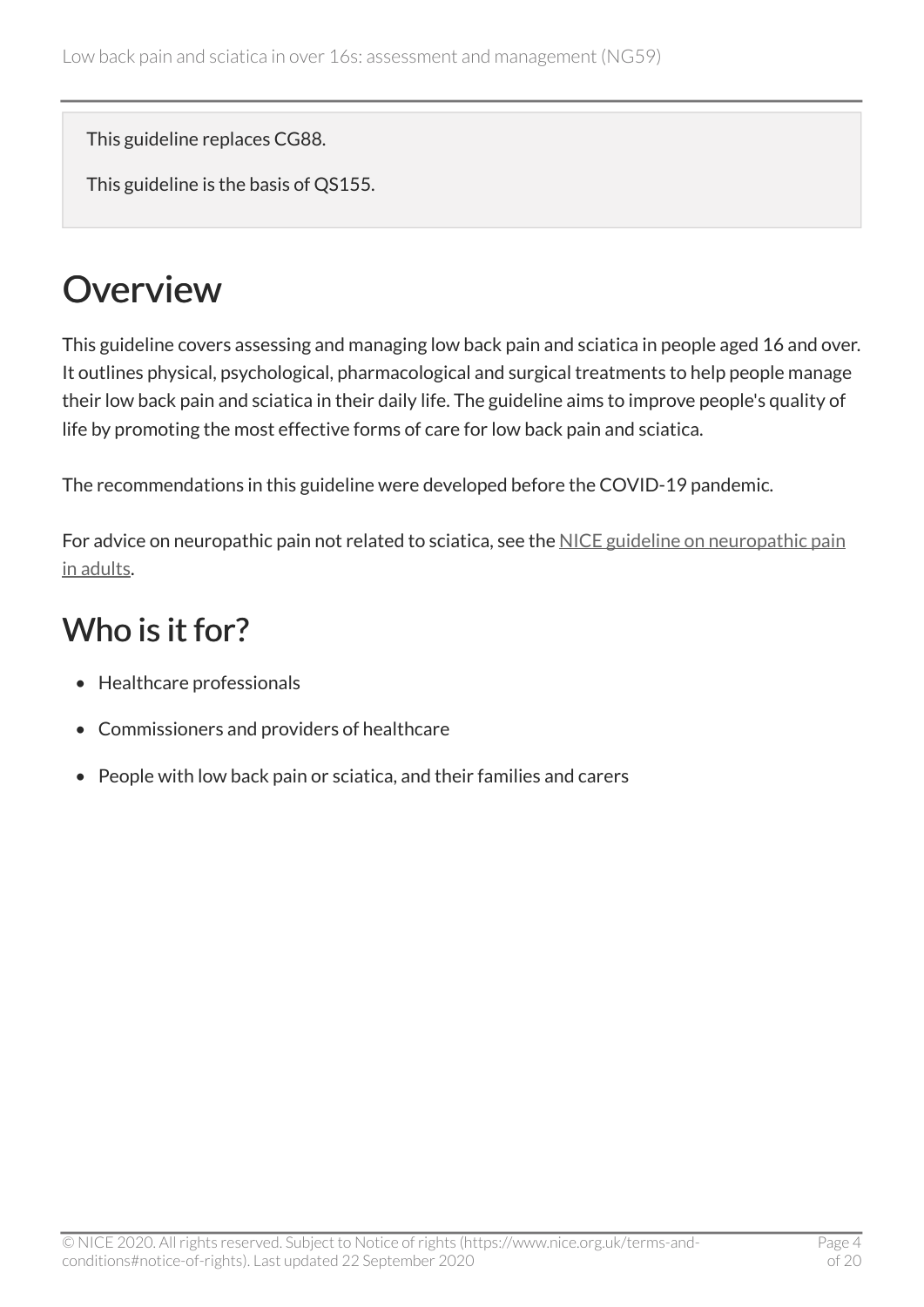This guideline replaces CG88.

This guideline is the basis of QS155.

# Overview

This guideline covers assessing and managing low back pain and sciatica in people aged 16 and over. It outlines physical, psychological, pharmacological and surgical treatments to help people manage their low back pain and sciatica in their daily life. The guideline aims to improve people's quality of life by promoting the most effective forms of care for low back pain and sciatica.

The recommendations in this guideline were developed before the COVID-19 pandemic.

For advice on neuropathic pain not related to sciatica, see the NICE guideline on neuropathic pain in adults.

## Who is it for?

- Healthcare professionals
- Commissioners and providers of healthcare
- People with low back pain or sciatica, and their families and carers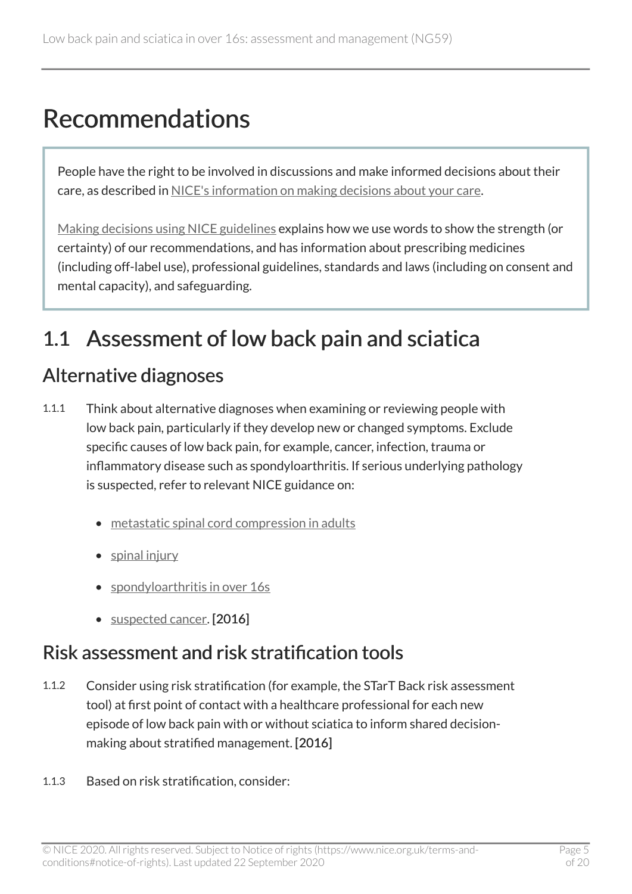# Recommendations

People have the right to be involved in discussions and make informed decisions about their care, as described in NICE's information on making decisions about your care.

Making decisions using NICE guidelines explains how we use words to show the strength (or certainty) of our recommendations, and has information about prescribing medicines (including off-label use), professional guidelines, standards and laws (including on consent and mental capacity), and safeguarding.

## 1.1 Assessment of low back pain and sciatica

### Alternative diagnoses

1.1.1 Think about alternative diagnoses when examining or reviewing people with low back pain, particularly if they develop new or changed symptoms. Exclude specific causes of low back pain, for example, cancer, infection, trauma or inflammatory disease such as spondyloarthritis. If serious underlying pathology is suspected, refer to relevant NICE guidance on:

- metastatic spinal cord compression in adults
- spinal injury
- spondyloarthritis in over 16s
- suspected cancer. [2016]

### Risk assessment and risk stratification tools

1.1.2 Consider using risk stratification (for example, the STarT Back risk assessment tool) at first point of contact with a healthcare professional for each new episode of low back pain with or without sciatica to inform shared decision-making about stratified management. [2016]

1.1.3 Based on risk stratification, consider: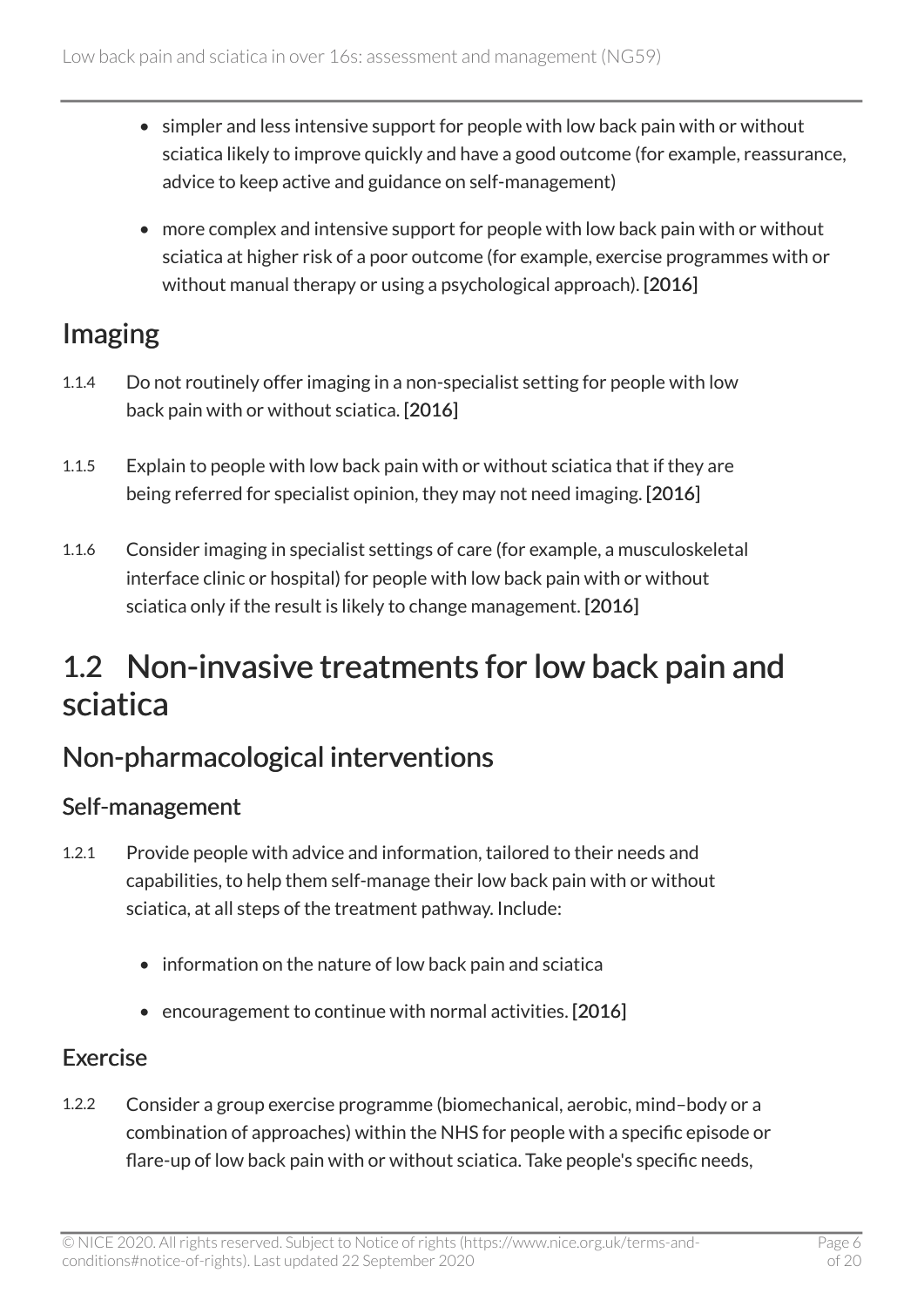- simpler and less intensive support for people with low back pain with or without sciatica likely to improve quickly and have a good outcome (for example, reassurance, advice to keep active and guidance on self-management)
- more complex and intensive support for people with low back pain with or without sciatica at higher risk of a poor outcome (for example, exercise programmes with or without manual therapy or using a psychological approach). **[2016]**

## Imaging

1.1.4 Do not routinely offer imaging in a non-specialist setting for people with low back pain with or without sciatica. **[2016]**

1.1.5 Explain to people with low back pain with or without sciatica that if they are being referred for specialist opinion, they may not need imaging. **[2016]**

1.1.6 Consider imaging in specialist settings of care (for example, a musculoskeletal interface clinic or hospital) for people with low back pain with or without sciatica only if the result is likely to change management. **[2016]**

# 1.2 Non-invasive treatments for low back pain and sciatica

## Non-pharmacological interventions

### Self-management

1.2.1 Provide people with advice and information, tailored to their needs and capabilities, to help them self-manage their low back pain with or without sciatica, at all steps of the treatment pathway. Include:

- information on the nature of low back pain and sciatica
- encouragement to continue with normal activities. **[2016]**

### Exercise

1.2.2 Consider a group exercise programme (biomechanical, aerobic, mind–body or a combination of approaches) within the NHS for people with a specific episode or flare-up of low back pain with or without sciatica. Take people's specific needs,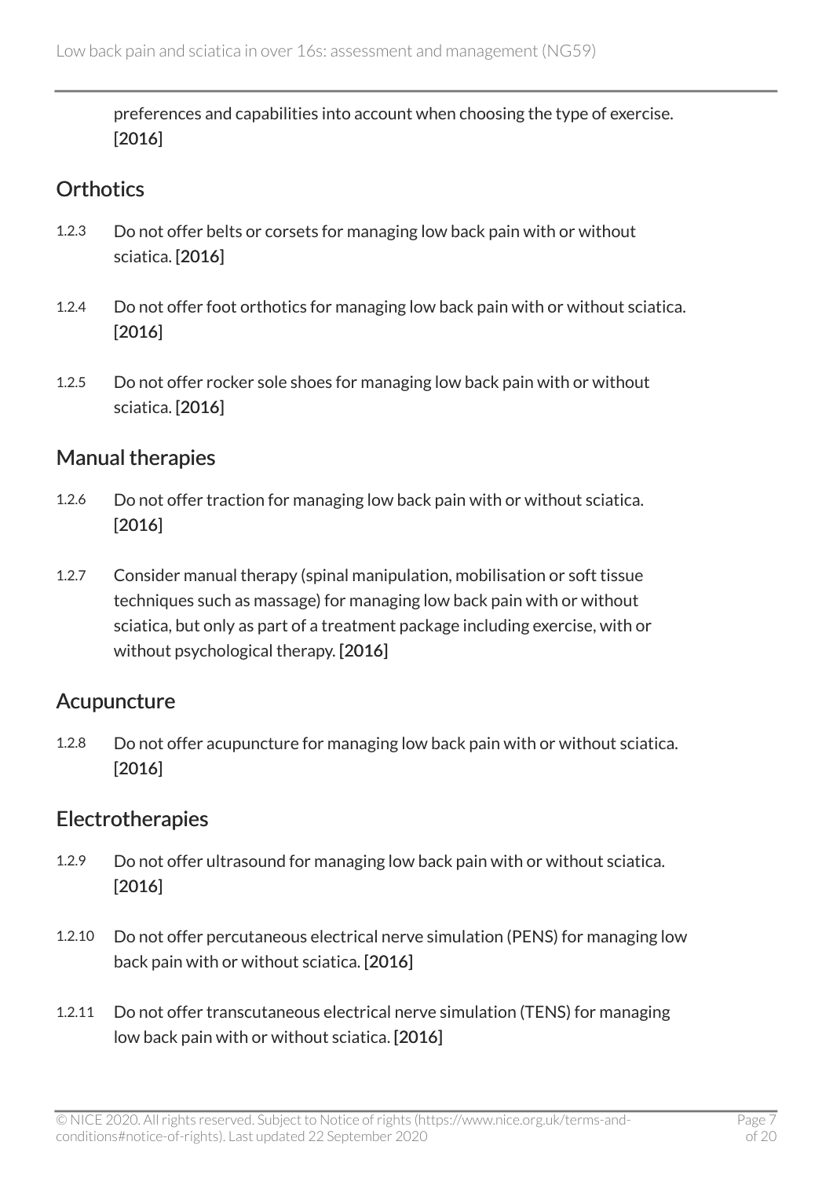preferences and capabilities into account when choosing the type of exercise. [2016]

## Orthotics

1.2.3 Do not offer belts or corsets for managing low back pain with or without sciatica. [2016]

1.2.4 Do not offer foot orthotics for managing low back pain with or without sciatica. [2016]

1.2.5 Do not offer rocker sole shoes for managing low back pain with or without sciatica. [2016]

## Manual therapies

1.2.6 Do not offer traction for managing low back pain with or without sciatica. [2016]

1.2.7 Consider manual therapy (spinal manipulation, mobilisation or soft tissue techniques such as massage) for managing low back pain with or without sciatica, but only as part of a treatment package including exercise, with or without psychological therapy. [2016]

## Acupuncture

1.2.8 Do not offer acupuncture for managing low back pain with or without sciatica. [2016]

## Electrotherapies

1.2.9 Do not offer ultrasound for managing low back pain with or without sciatica. [2016]

1.2.10 Do not offer percutaneous electrical nerve simulation (PENS) for managing low back pain with or without sciatica. [2016]

1.2.11 Do not offer transcutaneous electrical nerve simulation (TENS) for managing low back pain with or without sciatica. [2016]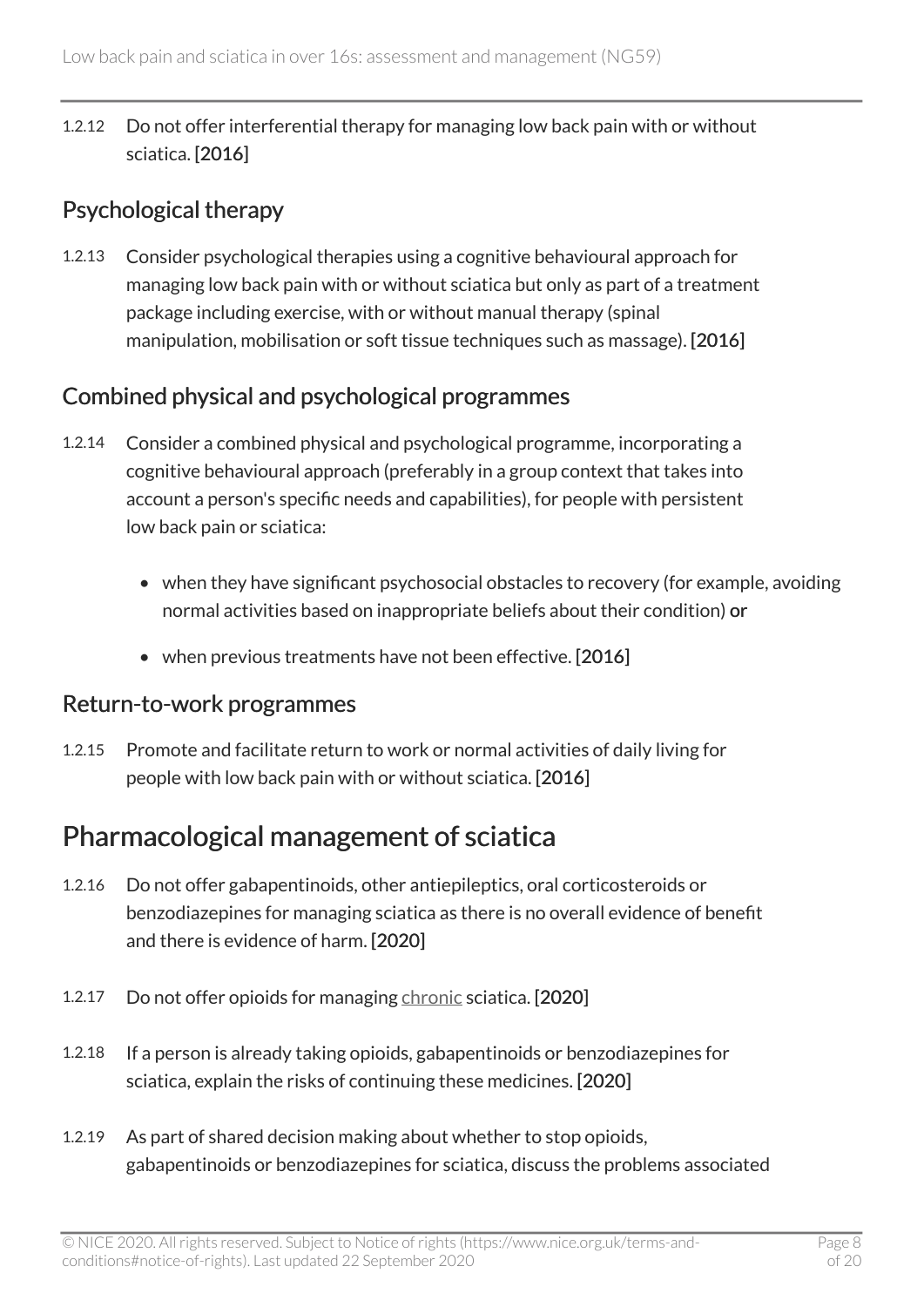1.2.12 Do not offer interferential therapy for managing low back pain with or without sciatica. **[2016]**

### Psychological therapy

1.2.13 Consider psychological therapies using a cognitive behavioural approach for managing low back pain with or without sciatica but only as part of a treatment package including exercise, with or without manual therapy (spinal manipulation, mobilisation or soft tissue techniques such as massage). **[2016]**

### Combined physical and psychological programmes

1.2.14 Consider a combined physical and psychological programme, incorporating a cognitive behavioural approach (preferably in a group context that takes into account a person's specific needs and capabilities), for people with persistent low back pain or sciatica:

- when they have significant psychosocial obstacles to recovery (for example, avoiding normal activities based on inappropriate beliefs about their condition) **or**
- when previous treatments have not been effective. **[2016]**

### Return-to-work programmes

1.2.15 Promote and facilitate return to work or normal activities of daily living for people with low back pain with or without sciatica. **[2016]**

## Pharmacological management of sciatica

1.2.16 Do not offer gabapentinoids, other antiepileptics, oral corticosteroids or benzodiazepines for managing sciatica as there is no overall evidence of benefit and there is evidence of harm. **[2020]**

1.2.17 Do not offer opioids for managing chronic sciatica. **[2020]**

1.2.18 If a person is already taking opioids, gabapentinoids or benzodiazepines for sciatica, explain the risks of continuing these medicines. **[2020]**

1.2.19 As part of shared decision making about whether to stop opioids, gabapentinoids or benzodiazepines for sciatica, discuss the problems associated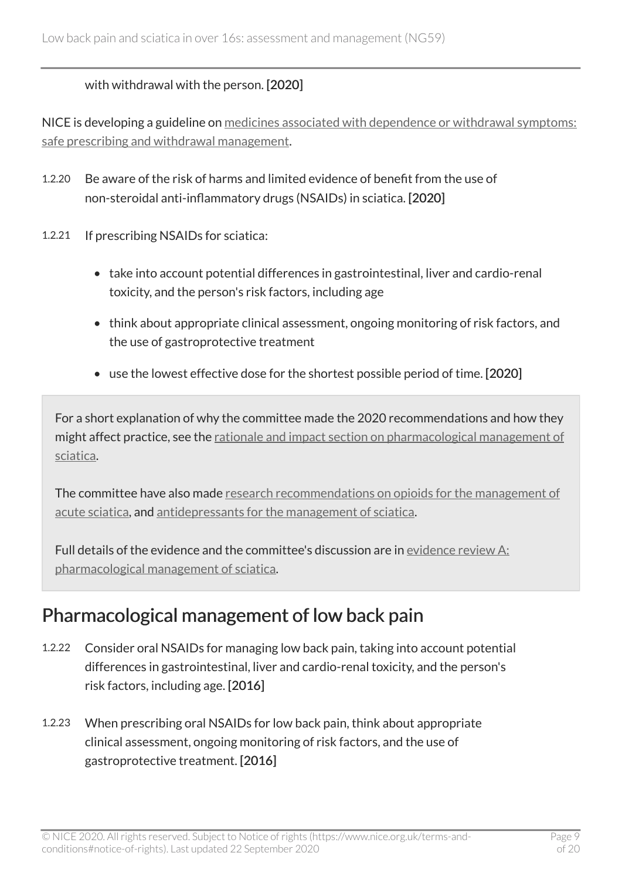with withdrawal with the person. **[2020]**

NICE is developing a guideline on medicines associated with dependence or withdrawal symptoms: safe prescribing and withdrawal management.

1.2.20 Be aware of the risk of harms and limited evidence of benefit from the use of non-steroidal anti-inflammatory drugs (NSAIDs) in sciatica. **[2020]**

1.2.21 If prescribing NSAIDs for sciatica:

- take into account potential differences in gastrointestinal, liver and cardio-renal toxicity, and the person's risk factors, including age
- think about appropriate clinical assessment, ongoing monitoring of risk factors, and the use of gastroprotective treatment
- use the lowest effective dose for the shortest possible period of time. **[2020]**

> For a short explanation of why the committee made the 2020 recommendations and how they might affect practice, see the rationale and impact section on pharmacological management of sciatica.
>
> The committee have also made research recommendations on opioids for the management of acute sciatica, and antidepressants for the management of sciatica.
>
> Full details of the evidence and the committee's discussion are in evidence review A: pharmacological management of sciatica.

## Pharmacological management of low back pain

1.2.22 Consider oral NSAIDs for managing low back pain, taking into account potential differences in gastrointestinal, liver and cardio-renal toxicity, and the person's risk factors, including age. **[2016]**

1.2.23 When prescribing oral NSAIDs for low back pain, think about appropriate clinical assessment, ongoing monitoring of risk factors, and the use of gastroprotective treatment. **[2016]**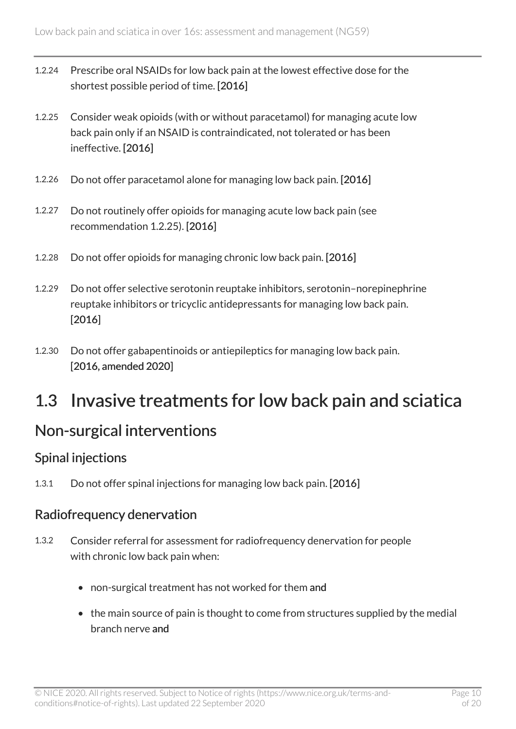1.2.24 Prescribe oral NSAIDs for low back pain at the lowest effective dose for the shortest possible period of time. [2016]

1.2.25 Consider weak opioids (with or without paracetamol) for managing acute low back pain only if an NSAID is contraindicated, not tolerated or has been ineffective. [2016]

1.2.26 Do not offer paracetamol alone for managing low back pain. [2016]

1.2.27 Do not routinely offer opioids for managing acute low back pain (see recommendation 1.2.25). [2016]

1.2.28 Do not offer opioids for managing chronic low back pain. [2016]

1.2.29 Do not offer selective serotonin reuptake inhibitors, serotonin–norepinephrine reuptake inhibitors or tricyclic antidepressants for managing low back pain. [2016]

1.2.30 Do not offer gabapentinoids or antiepileptics for managing low back pain. [2016, amended 2020]

# 1.3 Invasive treatments for low back pain and sciatica

## Non-surgical interventions

### Spinal injections

1.3.1 Do not offer spinal injections for managing low back pain. [2016]

### Radiofrequency denervation

1.3.2 Consider referral for assessment for radiofrequency denervation for people with chronic low back pain when:

- non-surgical treatment has not worked for them **and**
- the main source of pain is thought to come from structures supplied by the medial branch nerve **and**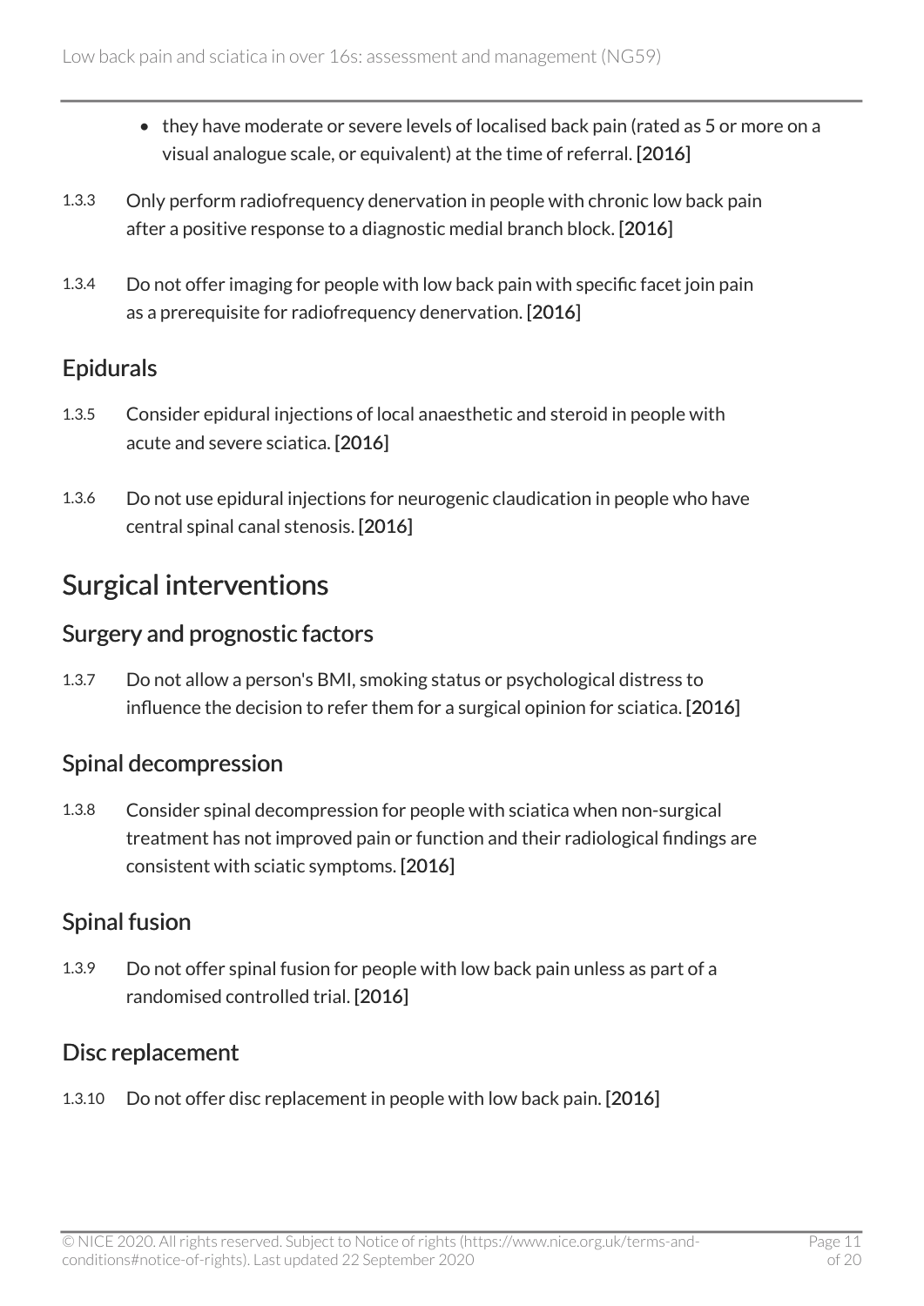- they have moderate or severe levels of localised back pain (rated as 5 or more on a visual analogue scale, or equivalent) at the time of referral. [2016]

1.3.3 Only perform radiofrequency denervation in people with chronic low back pain after a positive response to a diagnostic medial branch block. [2016]

1.3.4 Do not offer imaging for people with low back pain with specific facet join pain as a prerequisite for radiofrequency denervation. [2016]

### Epidurals

1.3.5 Consider epidural injections of local anaesthetic and steroid in people with acute and severe sciatica. [2016]

1.3.6 Do not use epidural injections for neurogenic claudication in people who have central spinal canal stenosis. [2016]

## Surgical interventions

### Surgery and prognostic factors

1.3.7 Do not allow a person's BMI, smoking status or psychological distress to influence the decision to refer them for a surgical opinion for sciatica. [2016]

### Spinal decompression

1.3.8 Consider spinal decompression for people with sciatica when non-surgical treatment has not improved pain or function and their radiological findings are consistent with sciatic symptoms. [2016]

### Spinal fusion

1.3.9 Do not offer spinal fusion for people with low back pain unless as part of a randomised controlled trial. [2016]

### Disc replacement

1.3.10 Do not offer disc replacement in people with low back pain. [2016]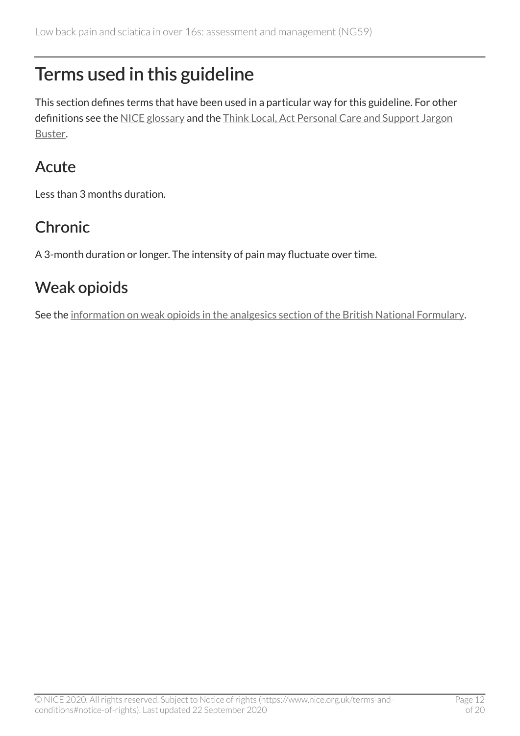# Terms used in this guideline

This section defines terms that have been used in a particular way for this guideline. For other definitions see the NICE glossary and the Think Local, Act Personal Care and Support Jargon Buster.

## Acute

Less than 3 months duration.

## Chronic

A 3-month duration or longer. The intensity of pain may fluctuate over time.

## Weak opioids

See the information on weak opioids in the analgesics section of the British National Formulary.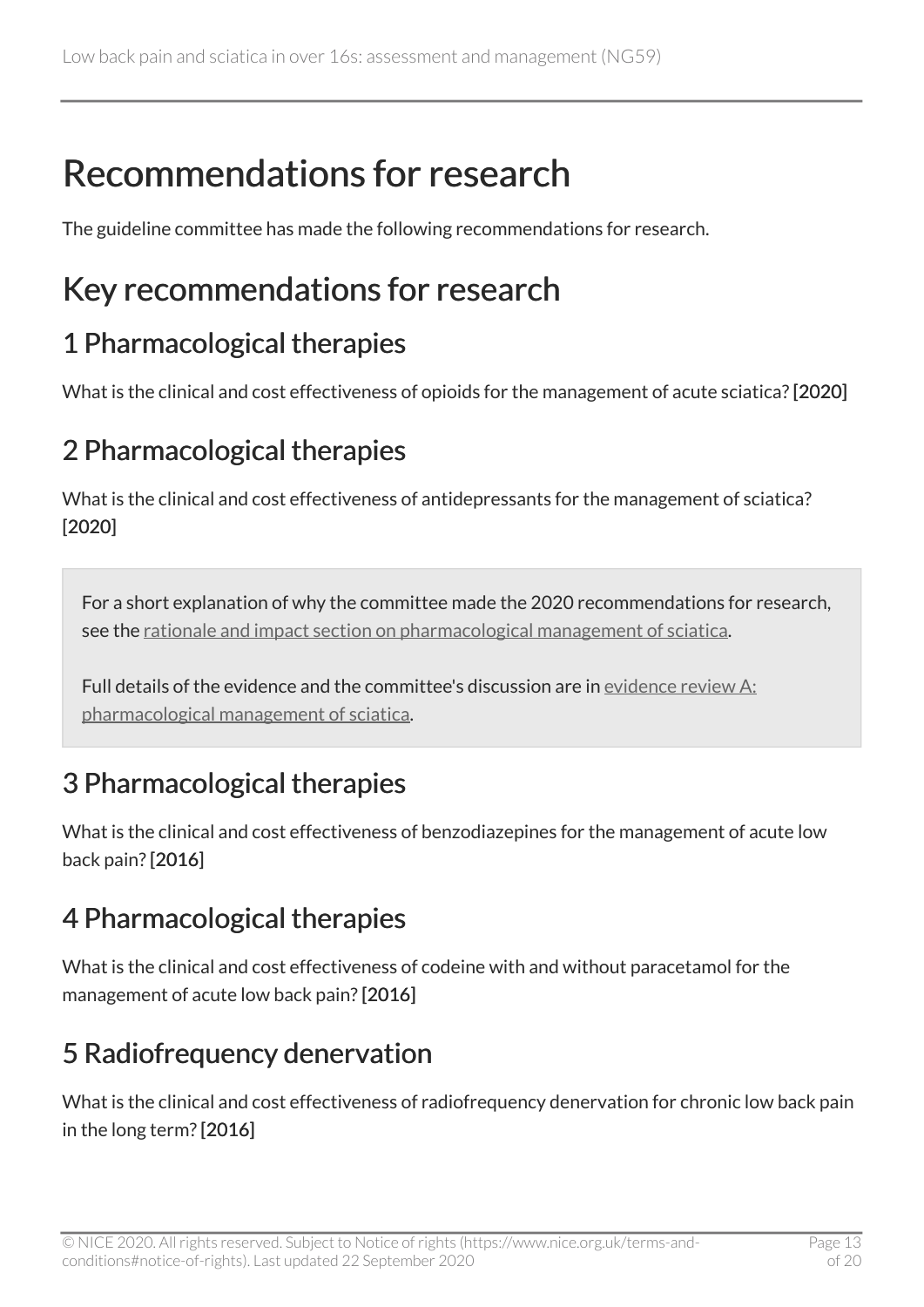# Recommendations for research

The guideline committee has made the following recommendations for research.

## Key recommendations for research

### 1 Pharmacological therapies

What is the clinical and cost effectiveness of opioids for the management of acute sciatica? **[2020]**

### 2 Pharmacological therapies

What is the clinical and cost effectiveness of antidepressants for the management of sciatica? [2020]

> For a short explanation of why the committee made the 2020 recommendations for research, see the rationale and impact section on pharmacological management of sciatica.
>
> Full details of the evidence and the committee's discussion are in evidence review A: pharmacological management of sciatica.

### 3 Pharmacological therapies

What is the clinical and cost effectiveness of benzodiazepines for the management of acute low back pain? **[2016]**

### 4 Pharmacological therapies

What is the clinical and cost effectiveness of codeine with and without paracetamol for the management of acute low back pain? **[2016]**

### 5 Radiofrequency denervation

What is the clinical and cost effectiveness of radiofrequency denervation for chronic low back pain in the long term? **[2016]**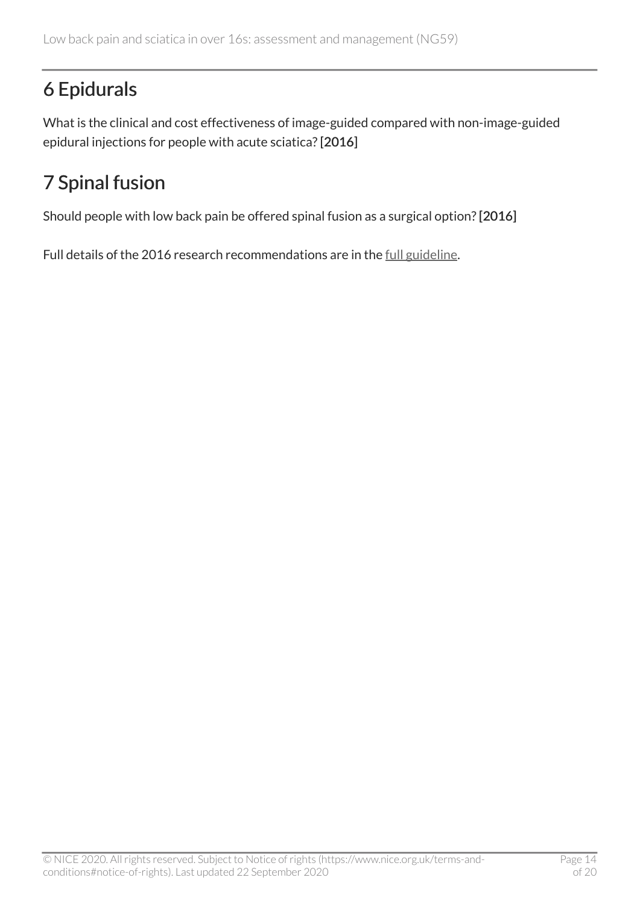## 6 Epidurals

What is the clinical and cost effectiveness of image-guided compared with non-image-guided epidural injections for people with acute sciatica? **[2016]**

## 7 Spinal fusion

Should people with low back pain be offered spinal fusion as a surgical option? **[2016]**

Full details of the 2016 research recommendations are in the full guideline.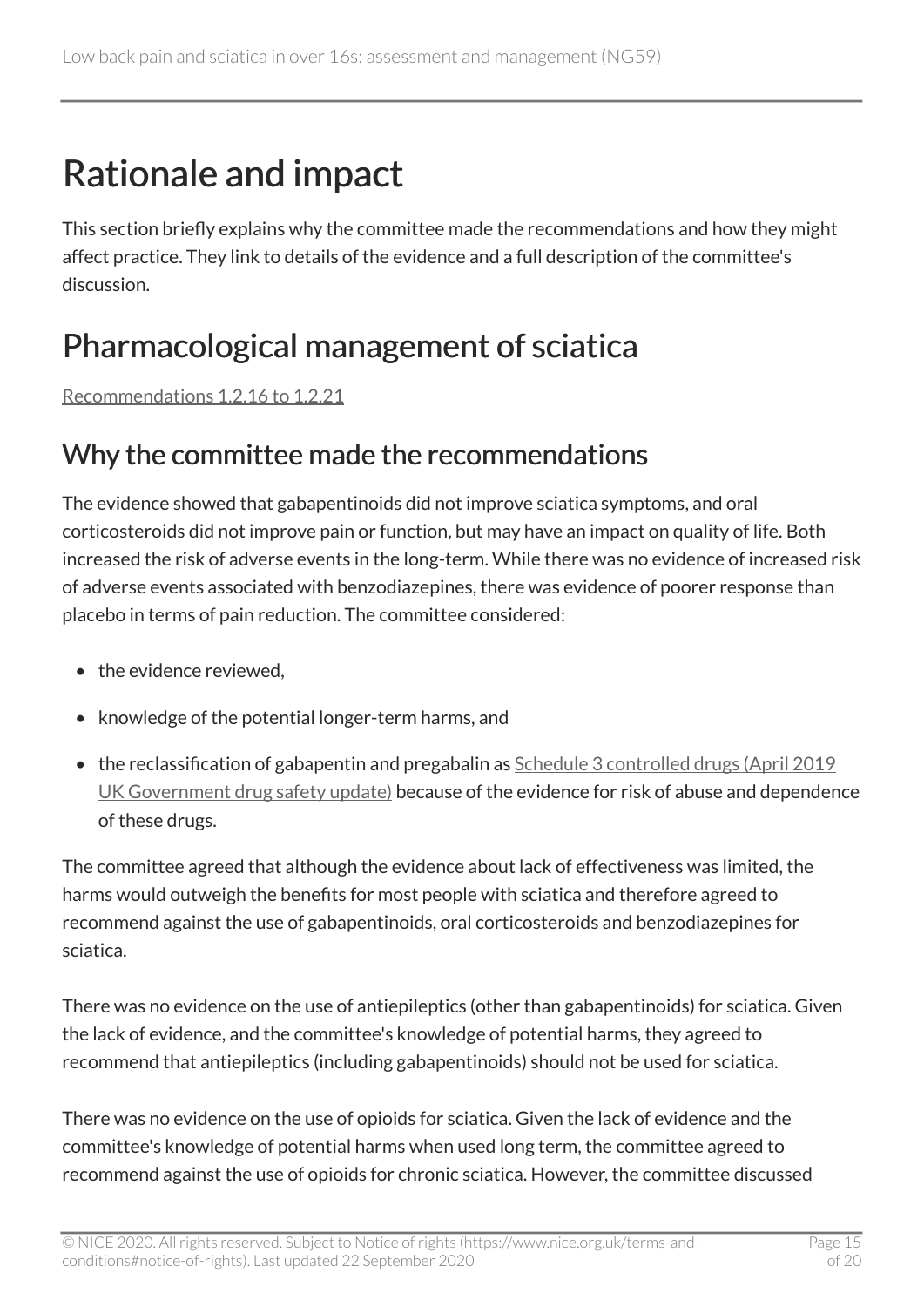# Rationale and impact

This section briefly explains why the committee made the recommendations and how they might affect practice. They link to details of the evidence and a full description of the committee's discussion.

## Pharmacological management of sciatica

Recommendations 1.2.16 to 1.2.21

### Why the committee made the recommendations

The evidence showed that gabapentinoids did not improve sciatica symptoms, and oral corticosteroids did not improve pain or function, but may have an impact on quality of life. Both increased the risk of adverse events in the long-term. While there was no evidence of increased risk of adverse events associated with benzodiazepines, there was evidence of poorer response than placebo in terms of pain reduction. The committee considered:

- the evidence reviewed,
- knowledge of the potential longer-term harms, and
- the reclassification of gabapentin and pregabalin as Schedule 3 controlled drugs (April 2019 UK Government drug safety update) because of the evidence for risk of abuse and dependence of these drugs.

The committee agreed that although the evidence about lack of effectiveness was limited, the harms would outweigh the benefits for most people with sciatica and therefore agreed to recommend against the use of gabapentinoids, oral corticosteroids and benzodiazepines for sciatica.

There was no evidence on the use of antiepileptics (other than gabapentinoids) for sciatica. Given the lack of evidence, and the committee's knowledge of potential harms, they agreed to recommend that antiepileptics (including gabapentinoids) should not be used for sciatica.

There was no evidence on the use of opioids for sciatica. Given the lack of evidence and the committee's knowledge of potential harms when used long term, the committee agreed to recommend against the use of opioids for chronic sciatica. However, the committee discussed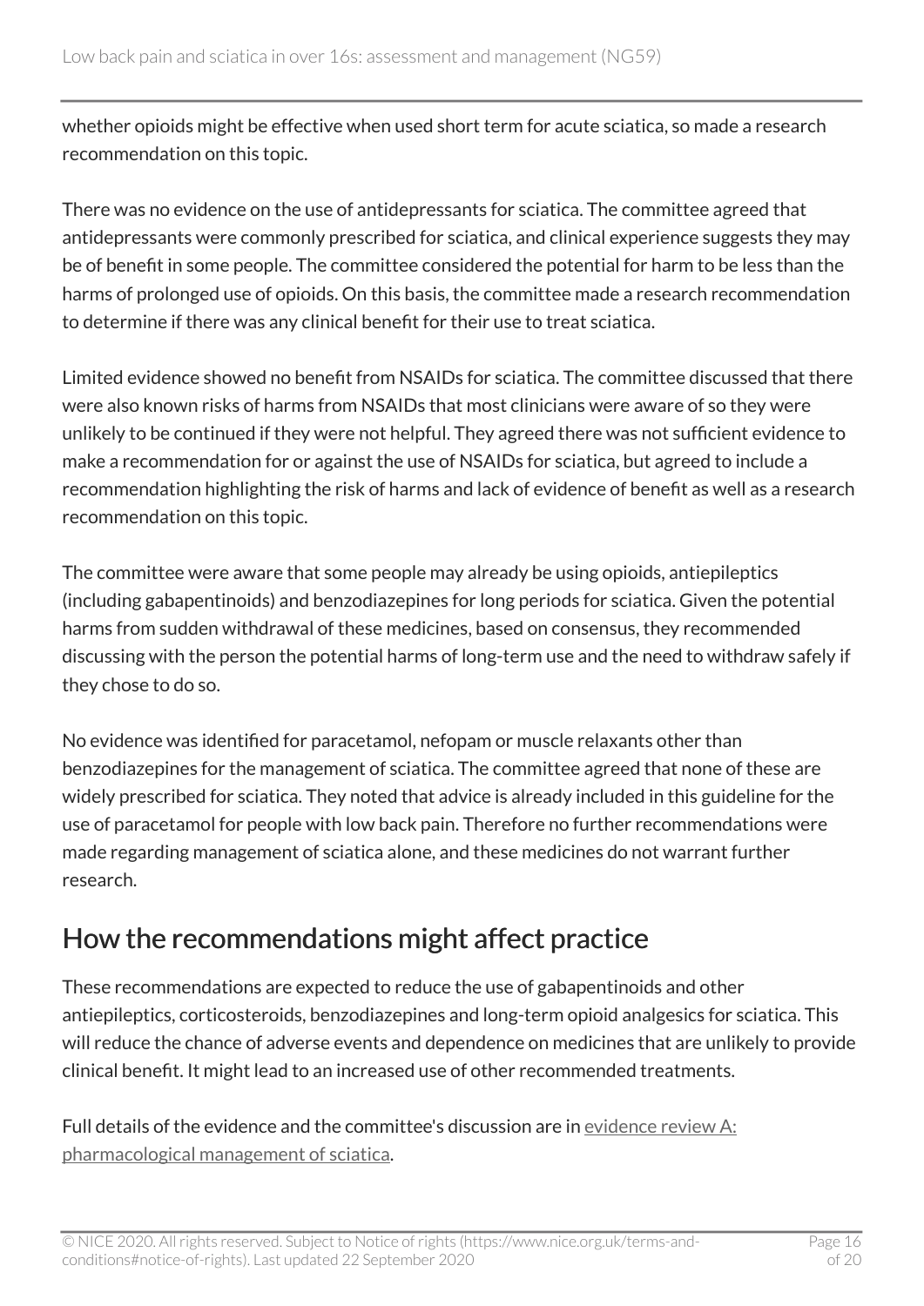whether opioids might be effective when used short term for acute sciatica, so made a research recommendation on this topic.

There was no evidence on the use of antidepressants for sciatica. The committee agreed that antidepressants were commonly prescribed for sciatica, and clinical experience suggests they may be of benefit in some people. The committee considered the potential for harm to be less than the harms of prolonged use of opioids. On this basis, the committee made a research recommendation to determine if there was any clinical benefit for their use to treat sciatica.

Limited evidence showed no benefit from NSAIDs for sciatica. The committee discussed that there were also known risks of harms from NSAIDs that most clinicians were aware of so they were unlikely to be continued if they were not helpful. They agreed there was not sufficient evidence to make a recommendation for or against the use of NSAIDs for sciatica, but agreed to include a recommendation highlighting the risk of harms and lack of evidence of benefit as well as a research recommendation on this topic.

The committee were aware that some people may already be using opioids, antiepileptics (including gabapentinoids) and benzodiazepines for long periods for sciatica. Given the potential harms from sudden withdrawal of these medicines, based on consensus, they recommended discussing with the person the potential harms of long-term use and the need to withdraw safely if they chose to do so.

No evidence was identified for paracetamol, nefopam or muscle relaxants other than benzodiazepines for the management of sciatica. The committee agreed that none of these are widely prescribed for sciatica. They noted that advice is already included in this guideline for the use of paracetamol for people with low back pain. Therefore no further recommendations were made regarding management of sciatica alone, and these medicines do not warrant further research.

## How the recommendations might affect practice

These recommendations are expected to reduce the use of gabapentinoids and other antiepileptics, corticosteroids, benzodiazepines and long-term opioid analgesics for sciatica. This will reduce the chance of adverse events and dependence on medicines that are unlikely to provide clinical benefit. It might lead to an increased use of other recommended treatments.

Full details of the evidence and the committee's discussion are in evidence review A: pharmacological management of sciatica.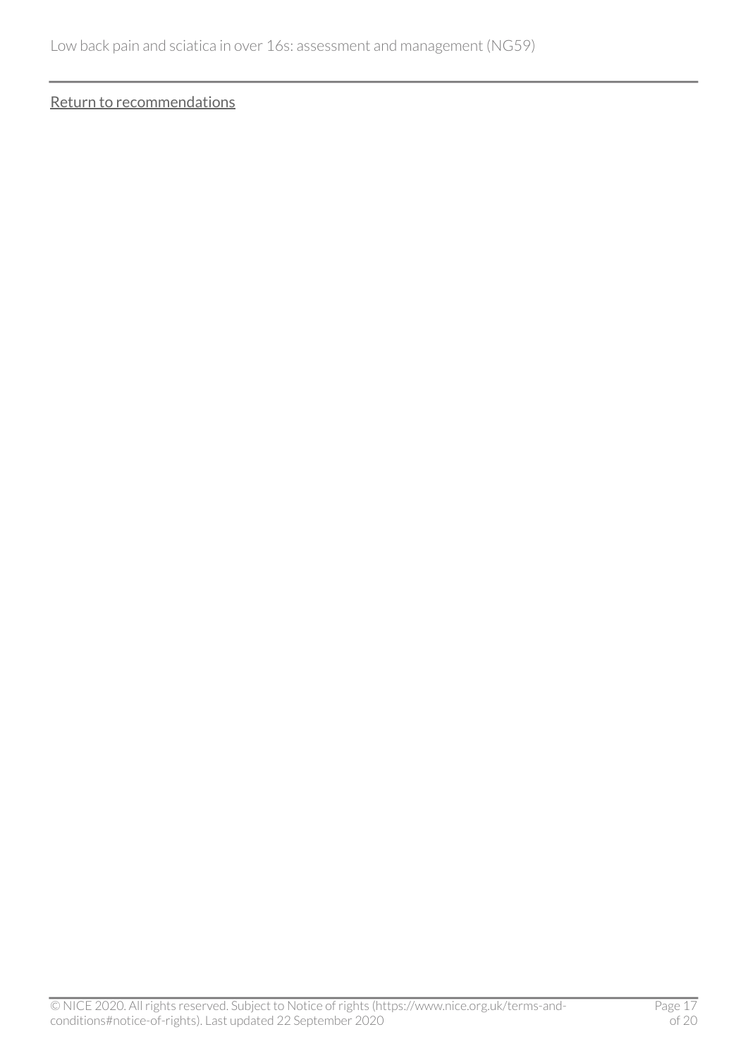[Return to recommendations]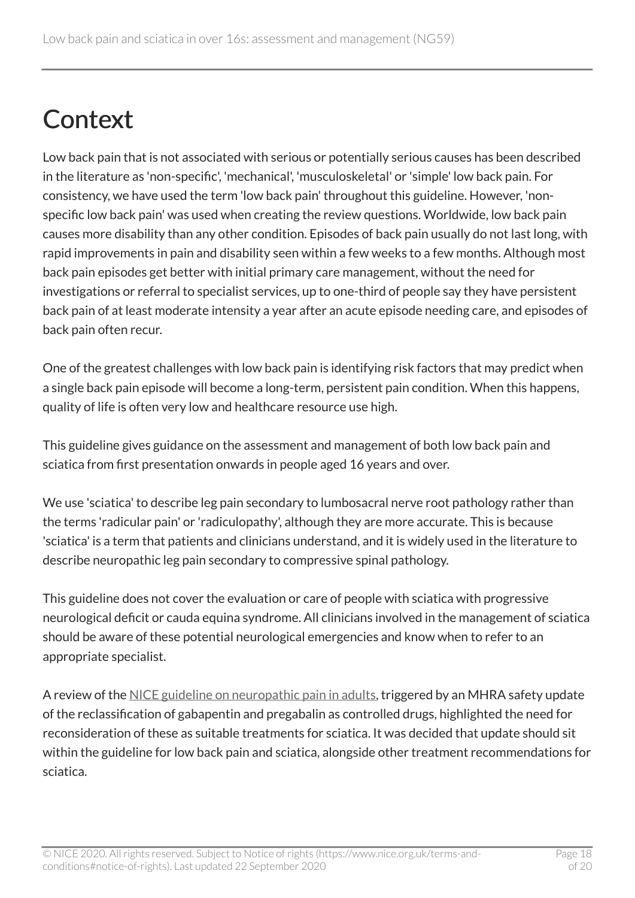# Context

Low back pain that is not associated with serious or potentially serious causes has been described in the literature as 'non-specific', 'mechanical', 'musculoskeletal' or 'simple' low back pain. For consistency, we have used the term 'low back pain' throughout this guideline. However, 'non-specific low back pain' was used when creating the review questions. Worldwide, low back pain causes more disability than any other condition. Episodes of back pain usually do not last long, with rapid improvements in pain and disability seen within a few weeks to a few months. Although most back pain episodes get better with initial primary care management, without the need for investigations or referral to specialist services, up to one-third of people say they have persistent back pain of at least moderate intensity a year after an acute episode needing care, and episodes of back pain often recur.

One of the greatest challenges with low back pain is identifying risk factors that may predict when a single back pain episode will become a long-term, persistent pain condition. When this happens, quality of life is often very low and healthcare resource use high.

This guideline gives guidance on the assessment and management of both low back pain and sciatica from first presentation onwards in people aged 16 years and over.

We use 'sciatica' to describe leg pain secondary to lumbosacral nerve root pathology rather than the terms 'radicular pain' or 'radiculopathy', although they are more accurate. This is because 'sciatica' is a term that patients and clinicians understand, and it is widely used in the literature to describe neuropathic leg pain secondary to compressive spinal pathology.

This guideline does not cover the evaluation or care of people with sciatica with progressive neurological deficit or cauda equina syndrome. All clinicians involved in the management of sciatica should be aware of these potential neurological emergencies and know when to refer to an appropriate specialist.

A review of the NICE guideline on neuropathic pain in adults, triggered by an MHRA safety update of the reclassification of gabapentin and pregabalin as controlled drugs, highlighted the need for reconsideration of these as suitable treatments for sciatica. It was decided that update should sit within the guideline for low back pain and sciatica, alongside other treatment recommendations for sciatica.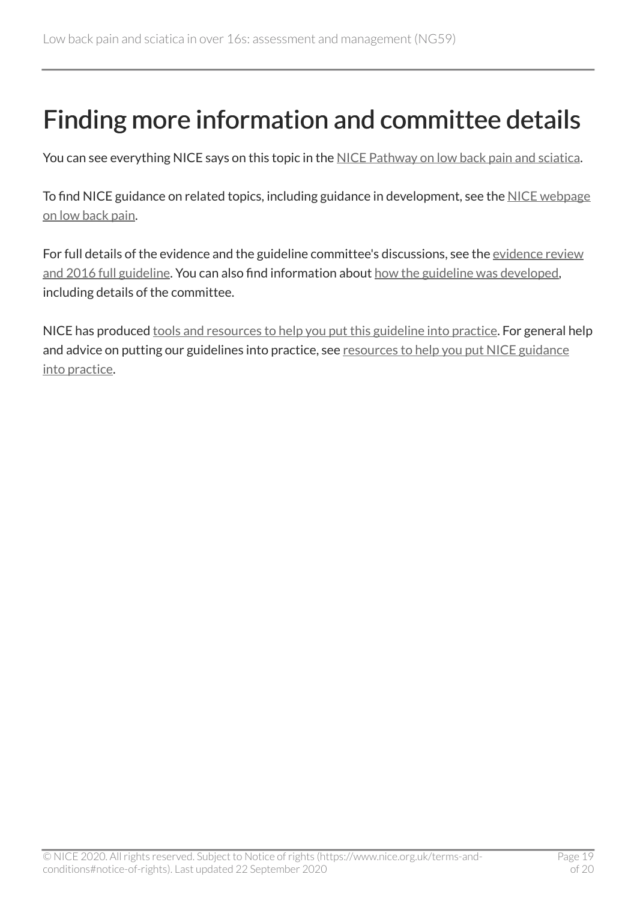# Finding more information and committee details

You can see everything NICE says on this topic in the NICE Pathway on low back pain and sciatica.

To find NICE guidance on related topics, including guidance in development, see the NICE webpage on low back pain.

For full details of the evidence and the guideline committee's discussions, see the evidence review and 2016 full guideline. You can also find information about how the guideline was developed, including details of the committee.

NICE has produced tools and resources to help you put this guideline into practice. For general help and advice on putting our guidelines into practice, see resources to help you put NICE guidance into practice.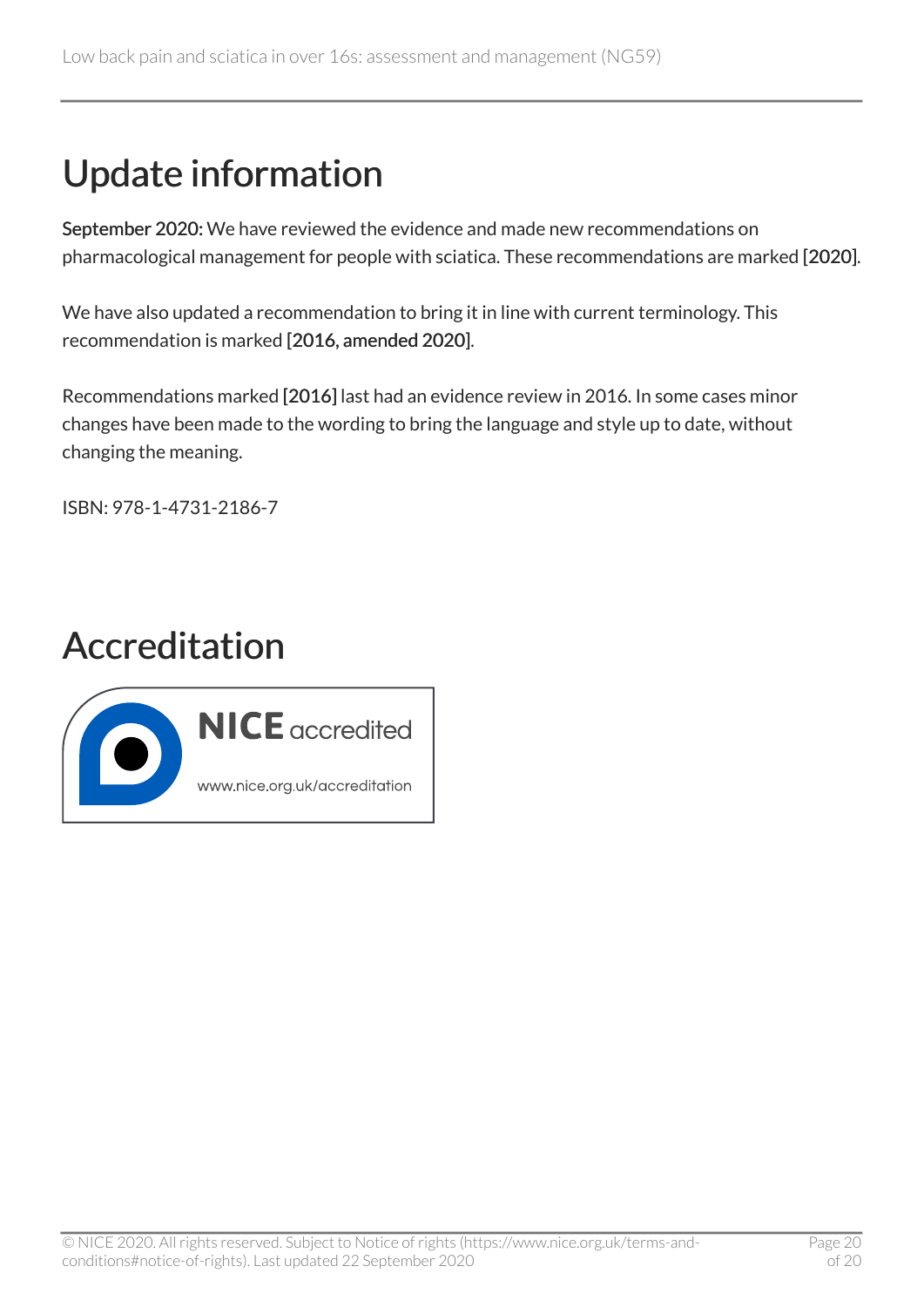# Update information

**September 2020:** We have reviewed the evidence and made new recommendations on pharmacological management for people with sciatica. These recommendations are marked [2020].

We have also updated a recommendation to bring it in line with current terminology. This recommendation is marked [2016, amended 2020].

Recommendations marked [2016] last had an evidence review in 2016. In some cases minor changes have been made to the wording to bring the language and style up to date, without changing the meaning.

ISBN: 978-1-4731-2186-7

# Accreditation

NICE accredited

www.nice.org.uk/accreditation